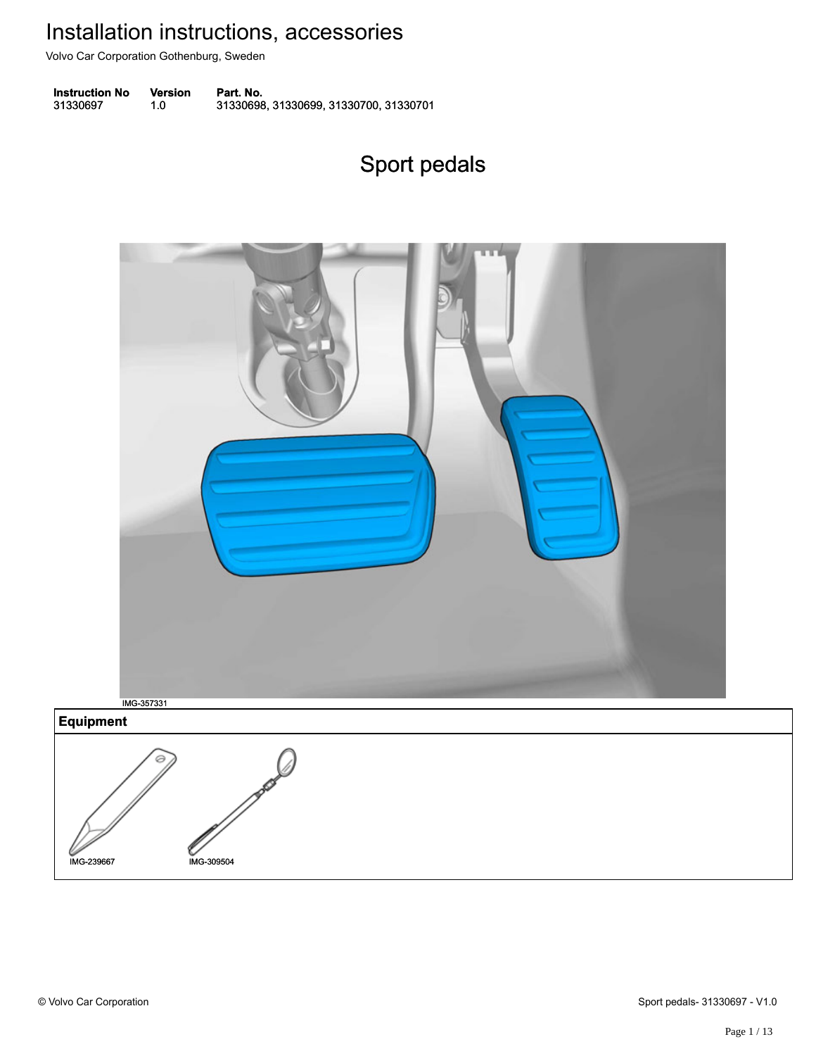# Installation instructions, accessories

Volvo Car Corporation Gothenburg, Sweden

| Instruction No | Version | Part. No. |
| --- | --- | --- |
| 31330697 | 1.0 | 31330698, 31330699, 31330700, 31330701 |

## Sport pedals

IMG-357331

| Equipment |
| --- |
| IMG-239667 IMG-309504 |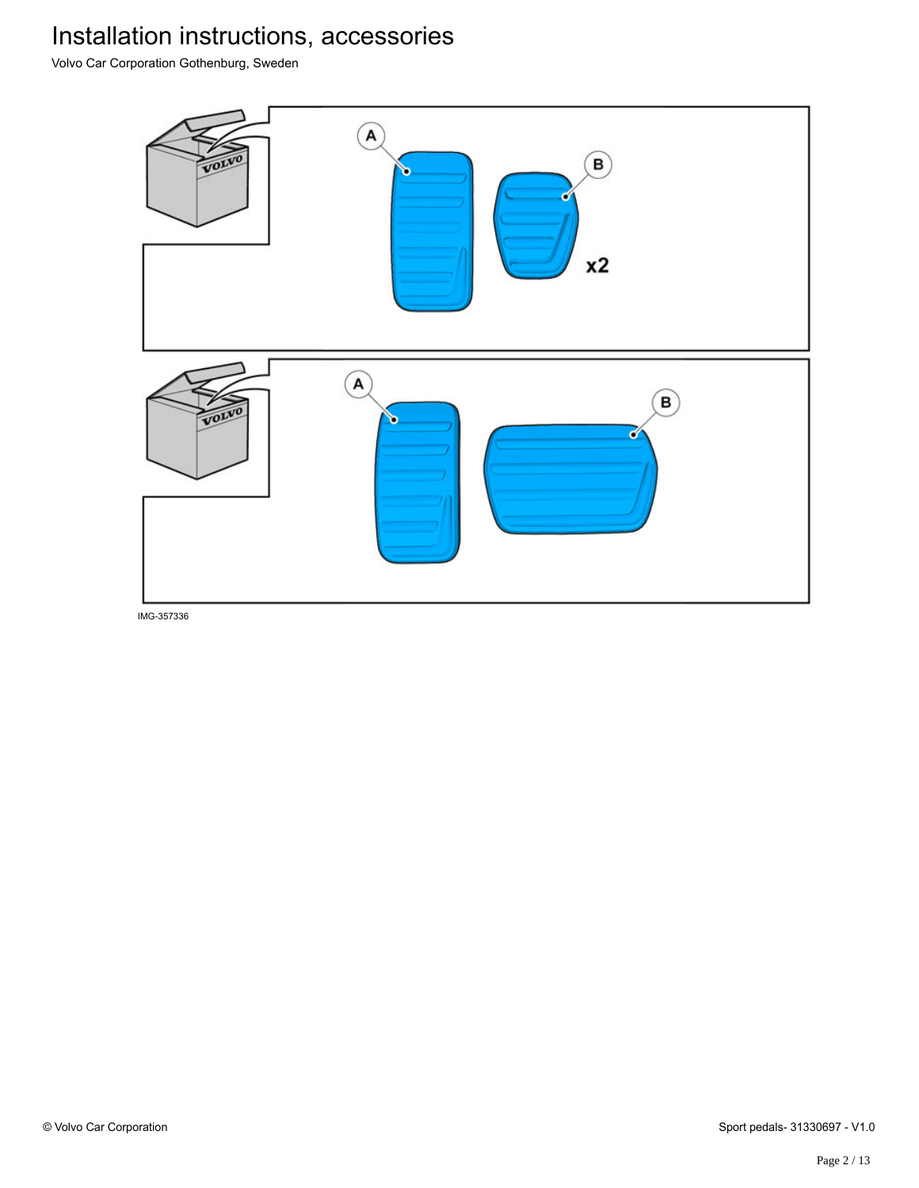# Installation instructions, accessories

Volvo Car Corporation Gothenburg, Sweden

IMG-357336

© Volvo Car Corporation

Sport pedals- 31330697 - V1.0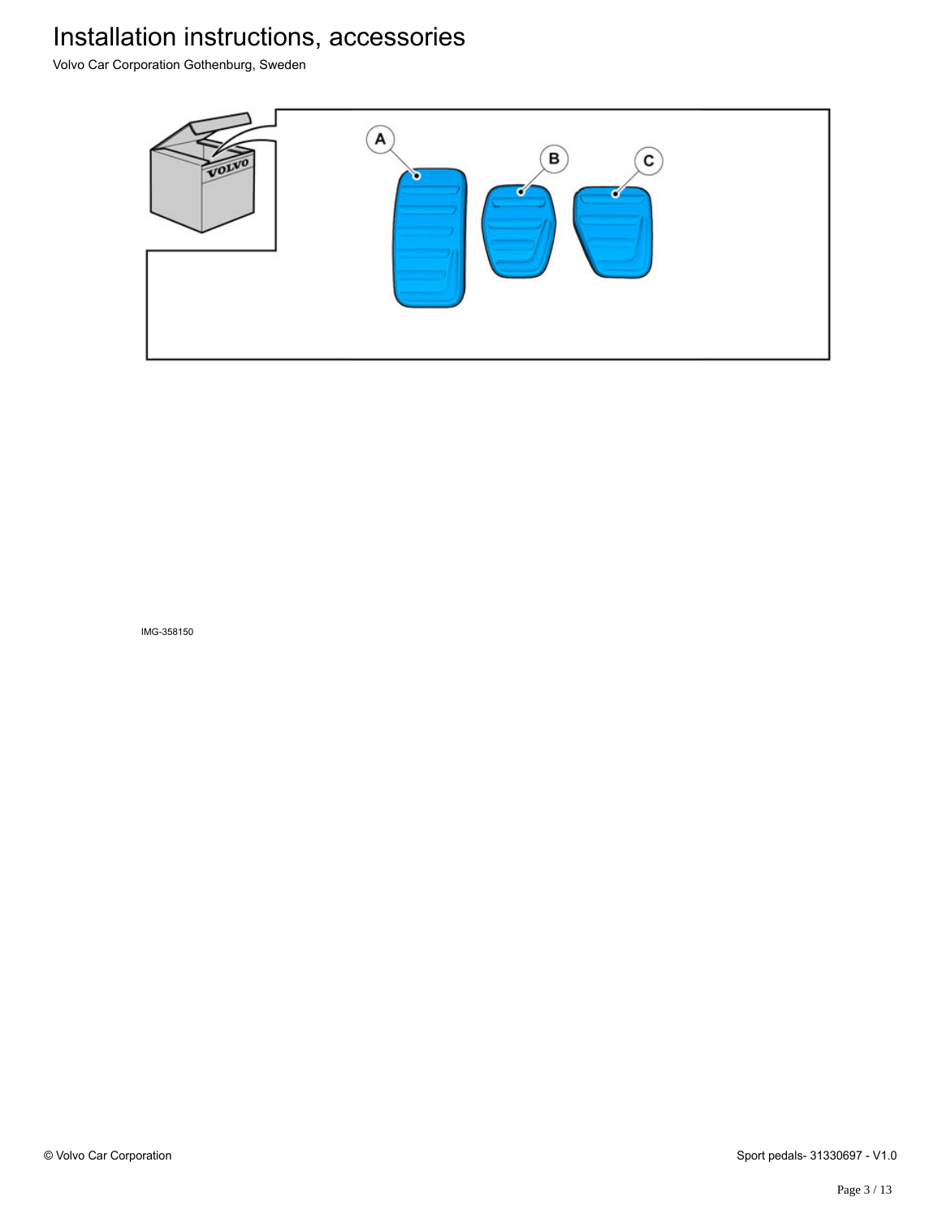IMG-358150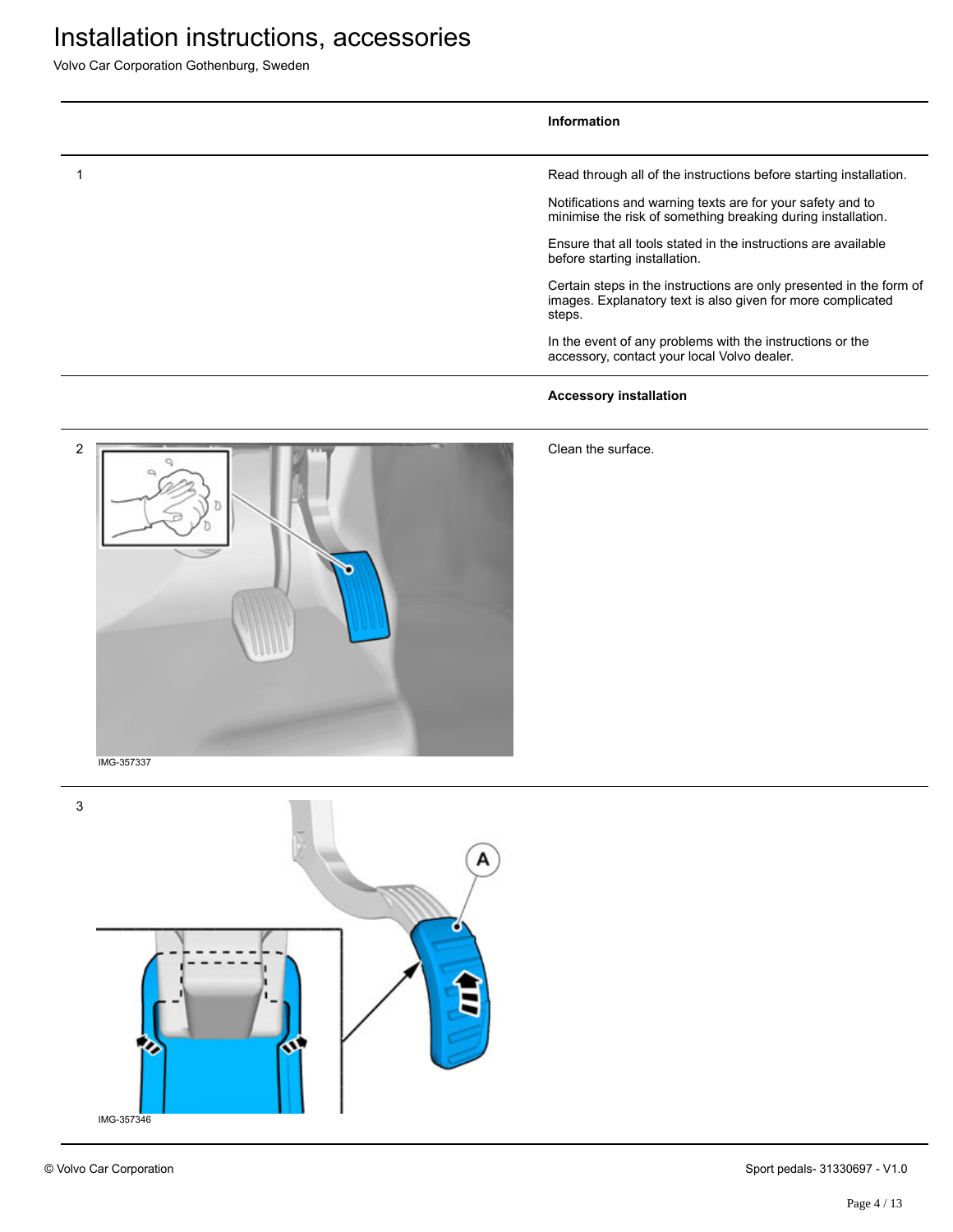| | Information |
| --- | --- |
| 1 | Read through all of the instructions before starting installation.<br><br>Notifications and warning texts are for your safety and to minimise the risk of something breaking during installation.<br><br>Ensure that all tools stated in the instructions are available before starting installation.<br><br>Certain steps in the instructions are only presented in the form of images. Explanatory text is also given for more complicated steps.<br><br>In the event of any problems with the instructions or the accessory, contact your local Volvo dealer. |
| | **Accessory installation** |
| 2<br><br>IMG-357337 | Clean the surface. |
| 3<br><br>A<br><br>IMG-357346 | |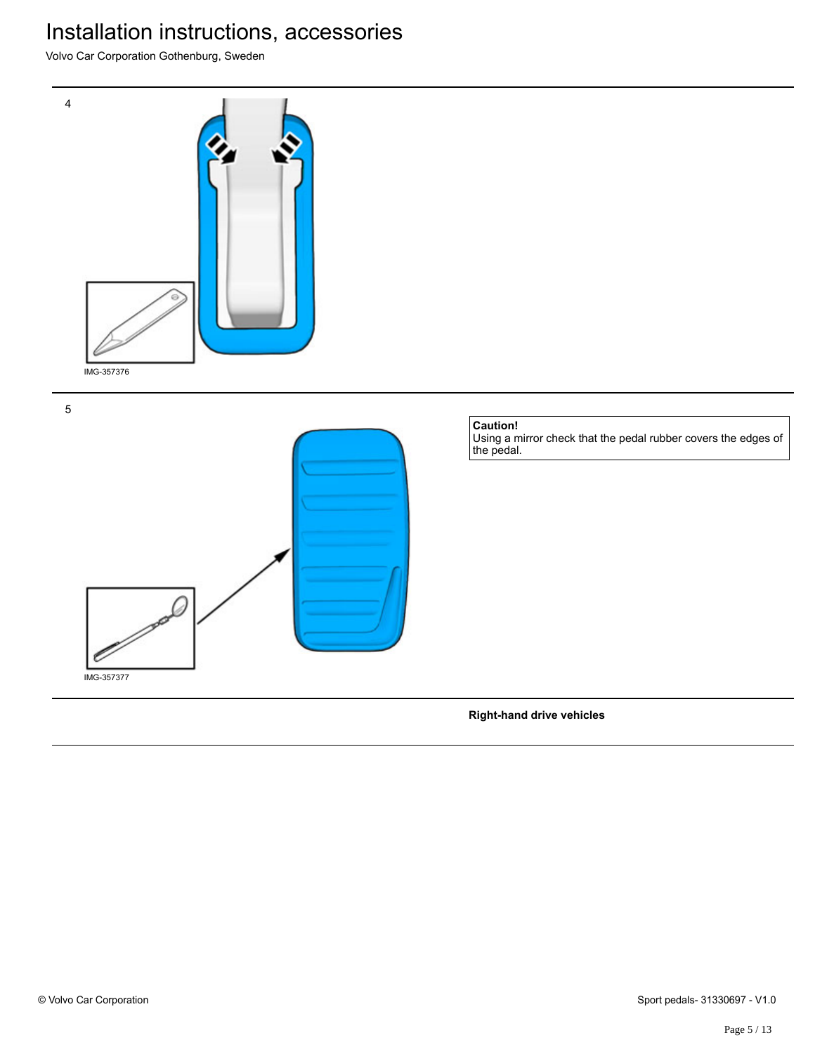4

IMG-357376

5

**Caution!**
Using a mirror check that the pedal rubber covers the edges of the pedal.

IMG-357377

**Right-hand drive vehicles**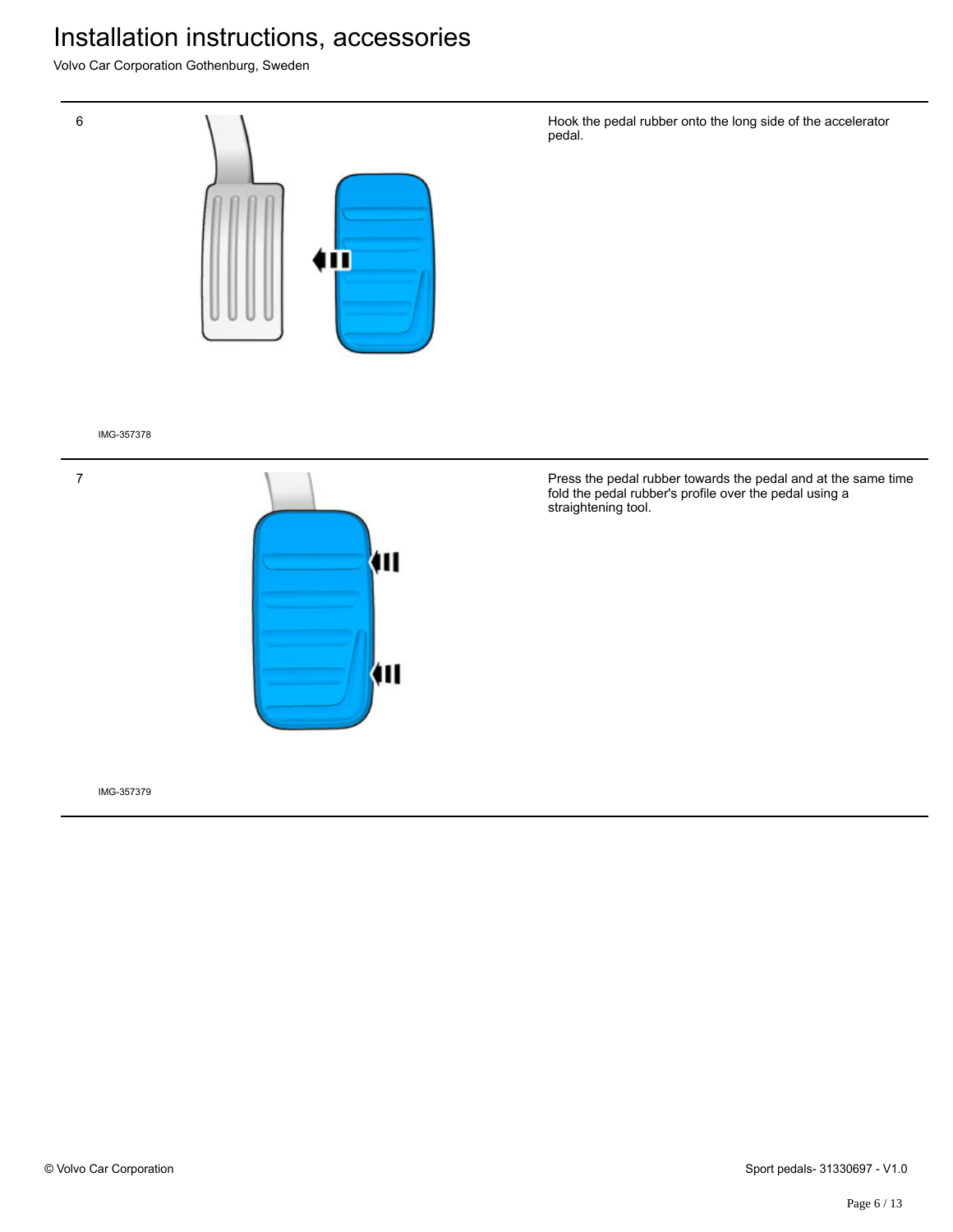6

Hook the pedal rubber onto the long side of the accelerator pedal.

IMG-357378

7

Press the pedal rubber towards the pedal and at the same time fold the pedal rubber's profile over the pedal using a straightening tool.

IMG-357379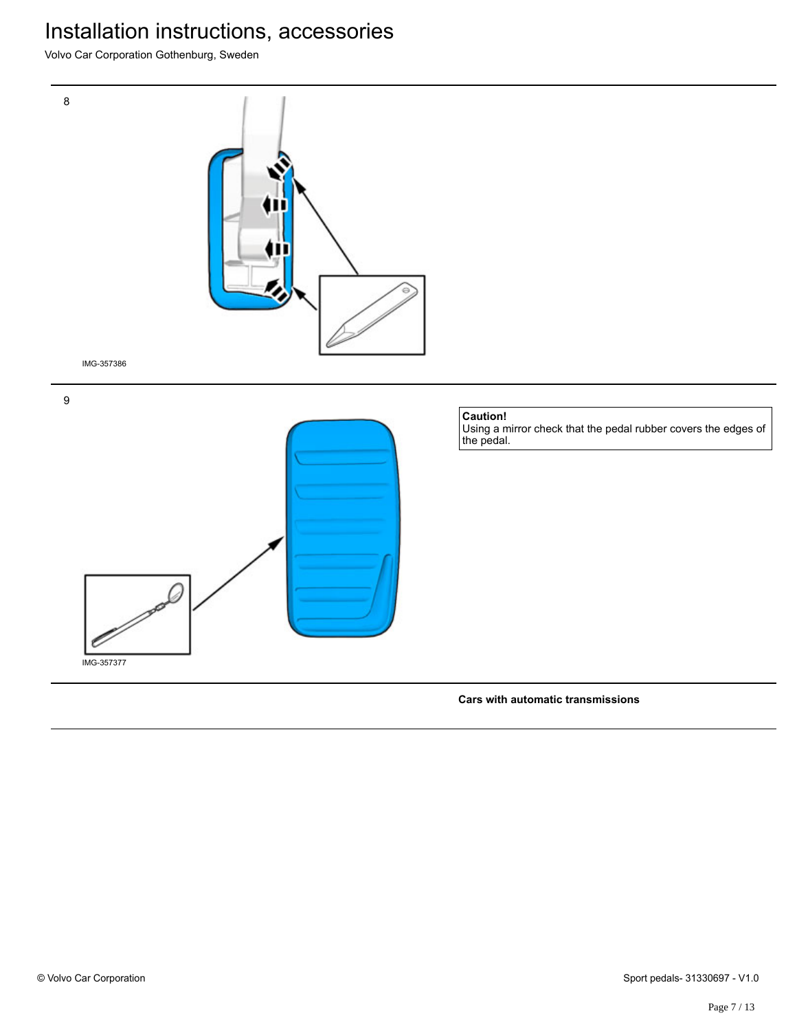8

IMG-357386

9

**Caution!**
Using a mirror check that the pedal rubber covers the edges of the pedal.

IMG-357377

**Cars with automatic transmissions**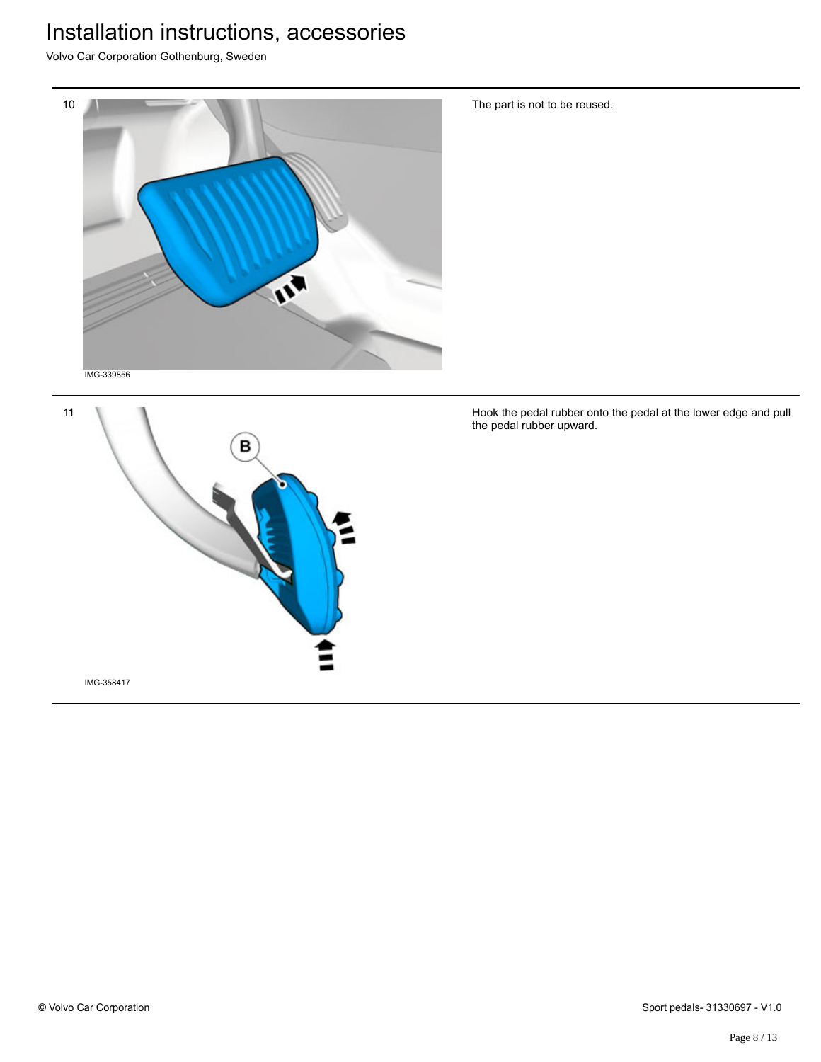| | | |
|---|---|---|
| 10 | IMG-339856 | The part is not to be reused. |
| 11 | B<br>IMG-358417 | Hook the pedal rubber onto the pedal at the lower edge and pull the pedal rubber upward. |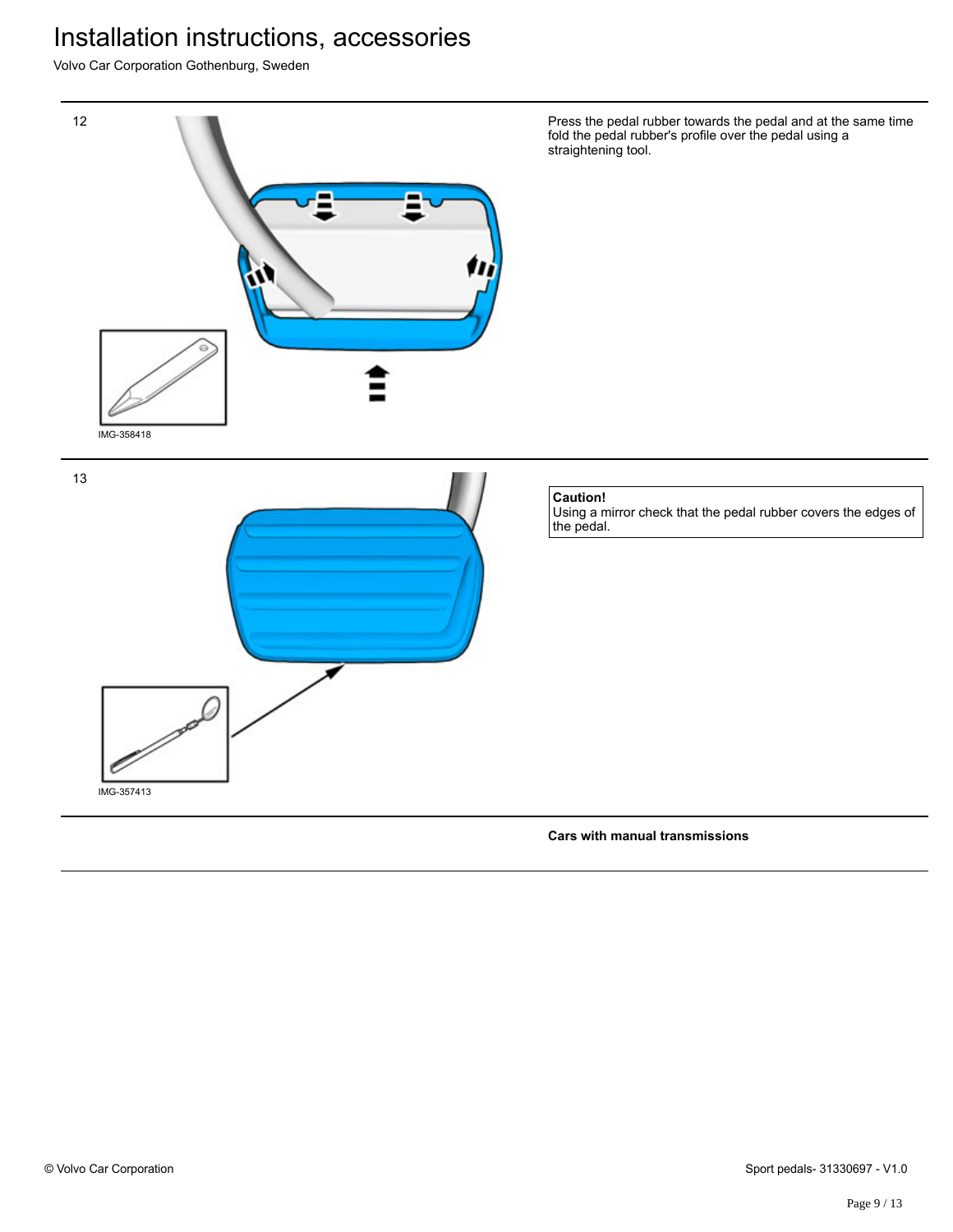12

IMG-358418

Press the pedal rubber towards the pedal and at the same time fold the pedal rubber's profile over the pedal using a straightening tool.

13

IMG-357413

**Caution!**
Using a mirror check that the pedal rubber covers the edges of the pedal.

**Cars with manual transmissions**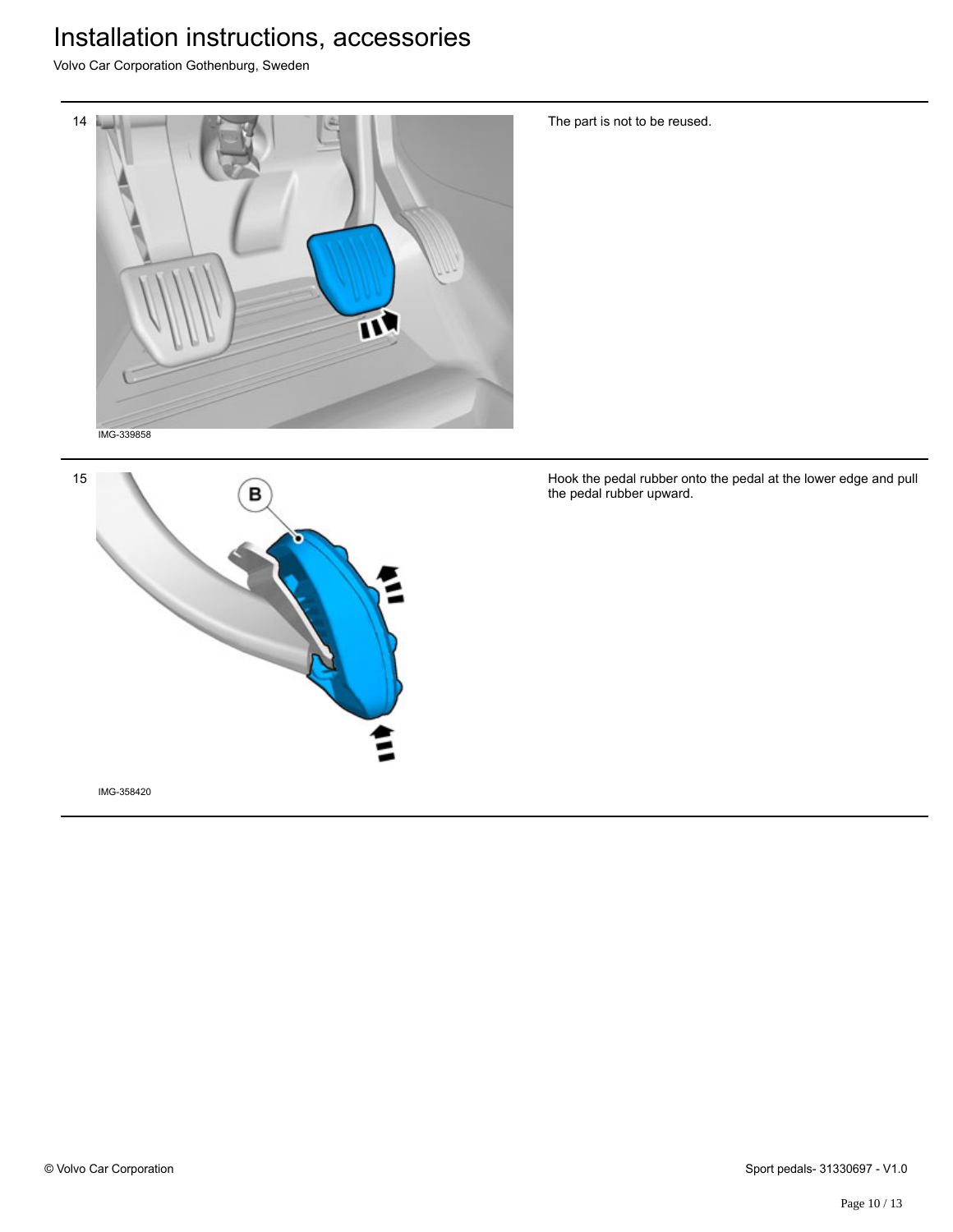# Installation instructions, accessories

Volvo Car Corporation Gothenburg, Sweden

14

IMG-339858

The part is not to be reused.

15

B

IMG-358420

Hook the pedal rubber onto the pedal at the lower edge and pull the pedal rubber upward.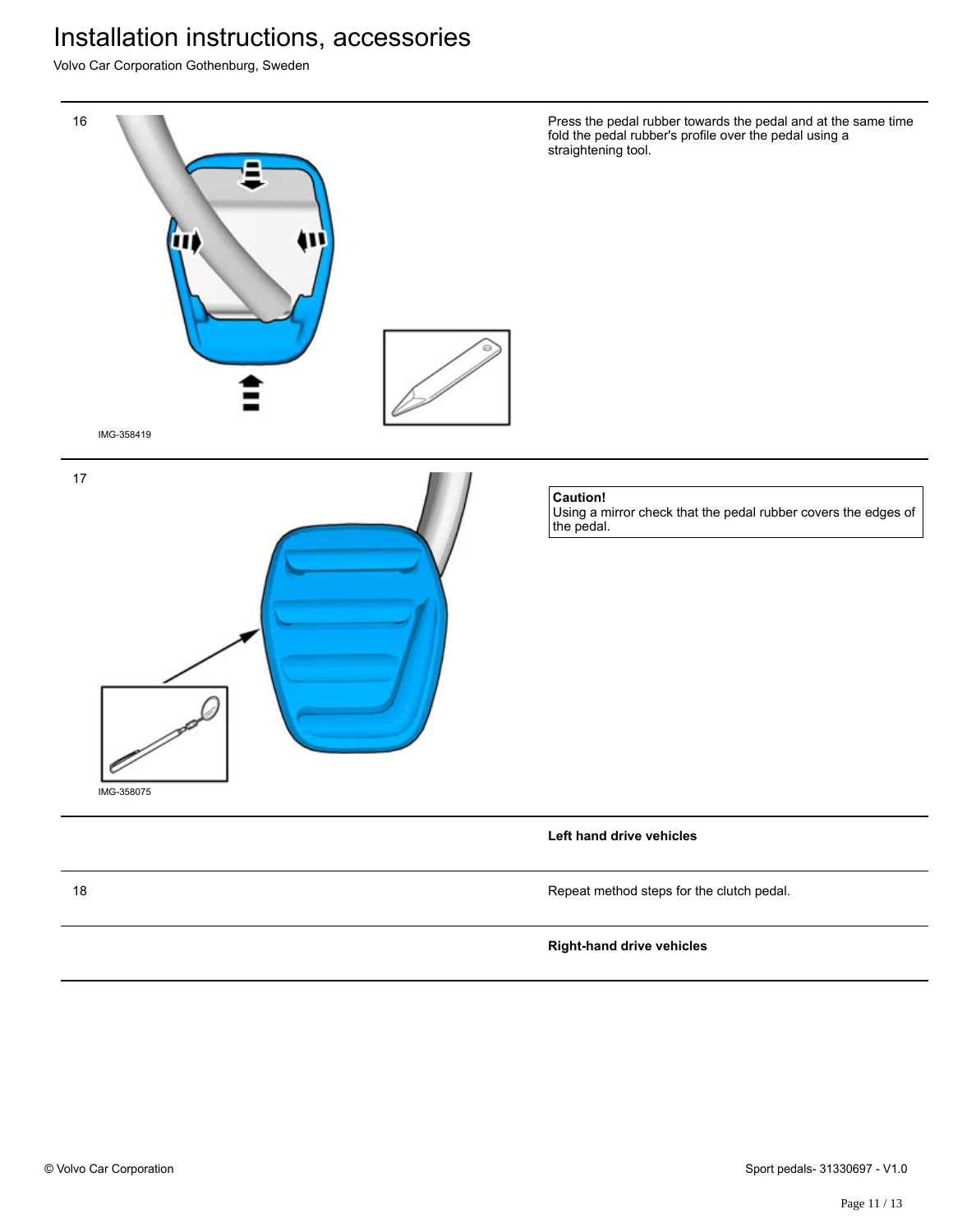| Step | Instruction |
| --- | --- |
| 16 | Press the pedal rubber towards the pedal and at the same time fold the pedal rubber's profile over the pedal using a straightening tool. |
| | IMG-358419 |
| 17 | **Caution!** Using a mirror check that the pedal rubber covers the edges of the pedal. |
| | IMG-358075 |
| | **Left hand drive vehicles** |
| 18 | Repeat method steps for the clutch pedal. |
| | **Right-hand drive vehicles** |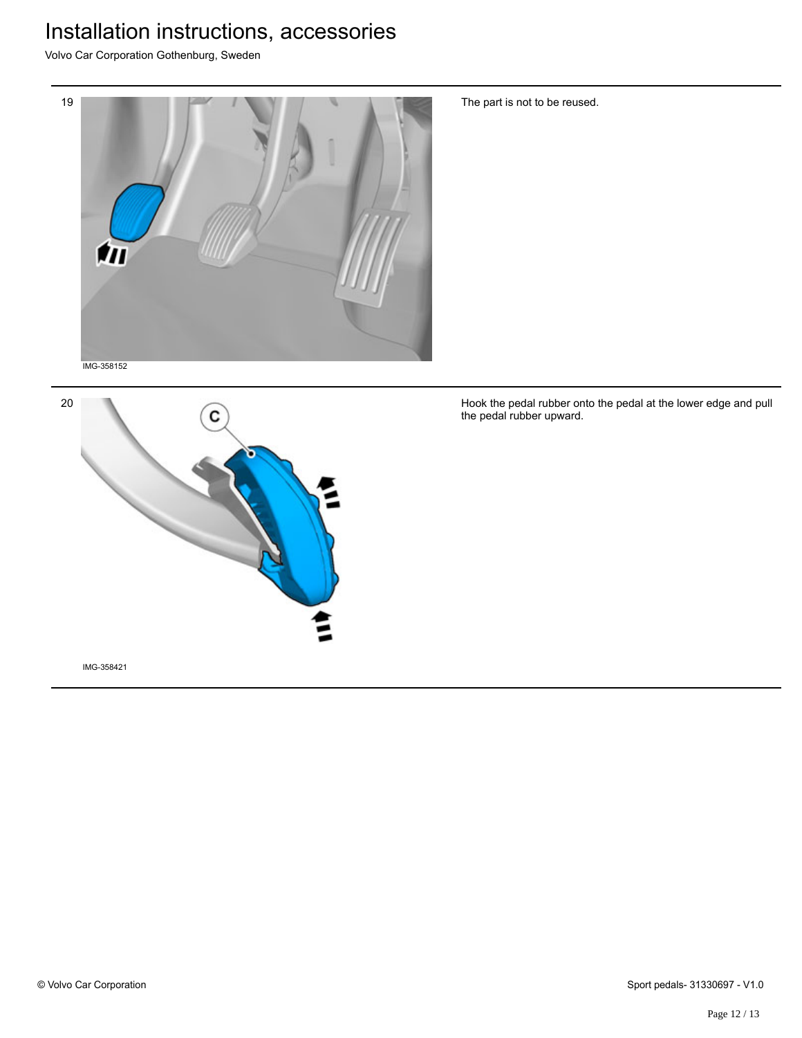19

IMG-358152

The part is not to be reused.

20

IMG-358421

Hook the pedal rubber onto the pedal at the lower edge and pull the pedal rubber upward.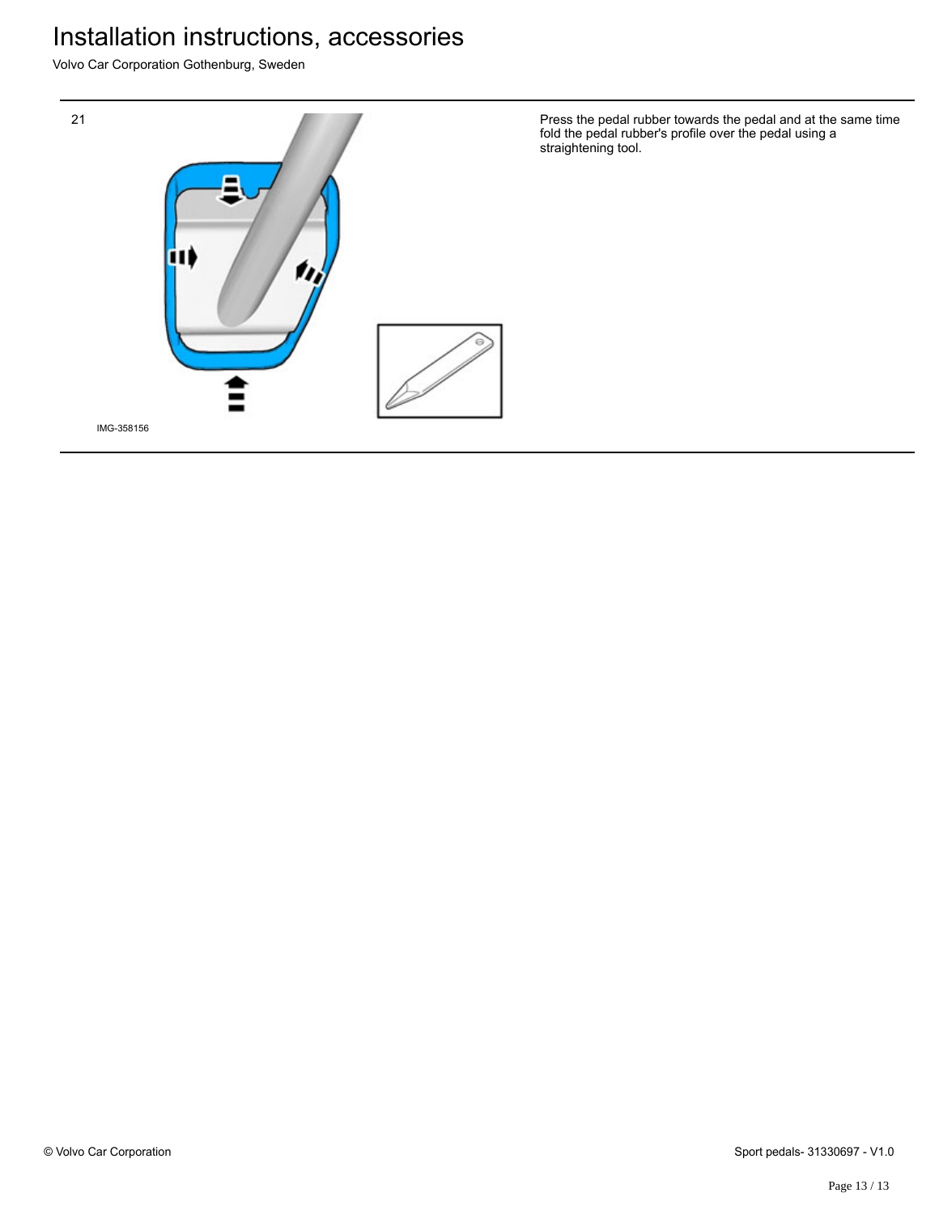21

IMG-358156

Press the pedal rubber towards the pedal and at the same time fold the pedal rubber's profile over the pedal using a straightening tool.